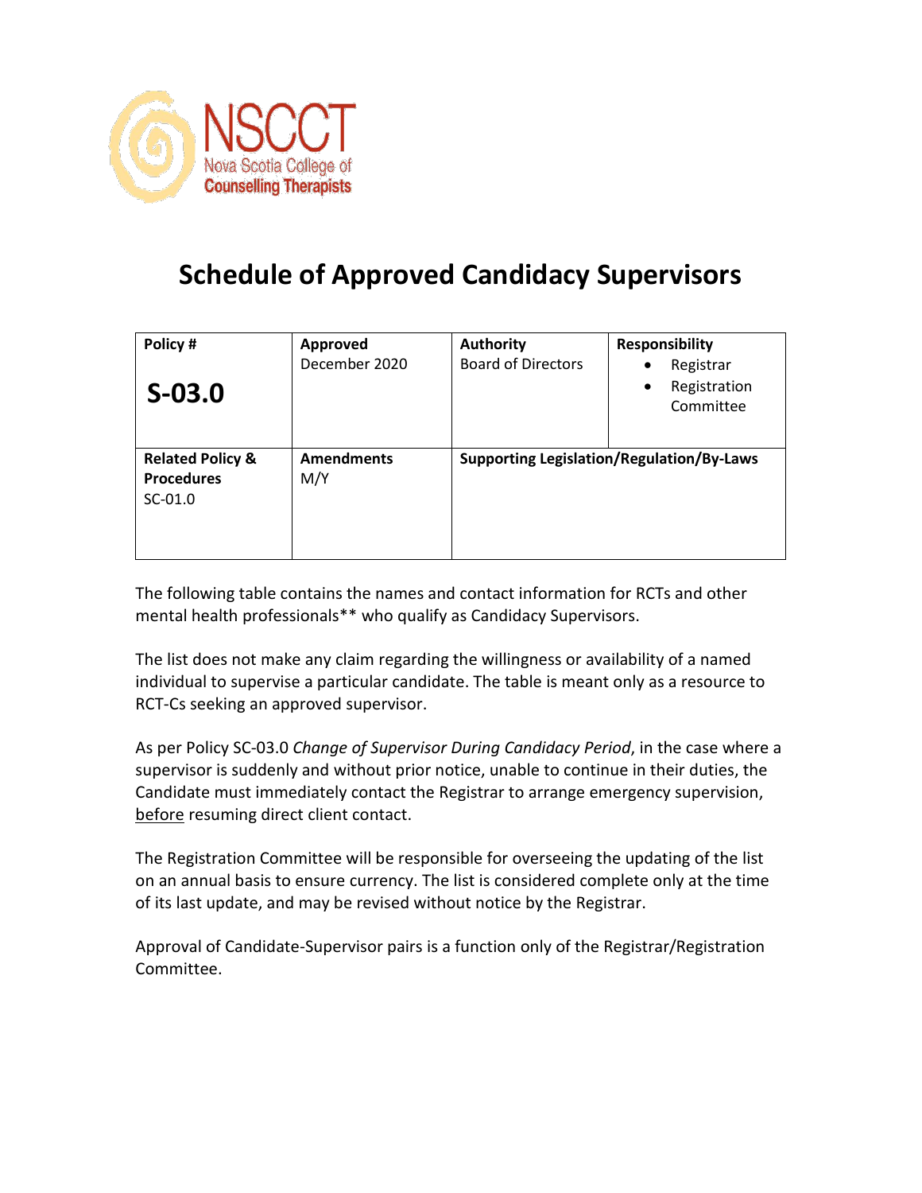NSCCT
Nova Scotia College of Counselling Therapists

# Schedule of Approved Candidacy Supervisors

| Policy # | Approved | Authority | Responsibility |
|---|---|---|---|
| **S-03.0** | December 2020 | Board of Directors | • Registrar<br>• Registration Committee |
| **Related Policy & Procedures**<br>SC-01.0 | **Amendments**<br>M/Y | **Supporting Legislation/Regulation/By-Laws** | |

The following table contains the names and contact information for RCTs and other mental health professionals** who qualify as Candidacy Supervisors.

The list does not make any claim regarding the willingness or availability of a named individual to supervise a particular candidate. The table is meant only as a resource to RCT-Cs seeking an approved supervisor.

As per Policy SC-03.0 *Change of Supervisor During Candidacy Period*, in the case where a supervisor is suddenly and without prior notice, unable to continue in their duties, the Candidate must immediately contact the Registrar to arrange emergency supervision, <u>before</u> resuming direct client contact.

The Registration Committee will be responsible for overseeing the updating of the list on an annual basis to ensure currency. The list is considered complete only at the time of its last update, and may be revised without notice by the Registrar.

Approval of Candidate-Supervisor pairs is a function only of the Registrar/Registration Committee.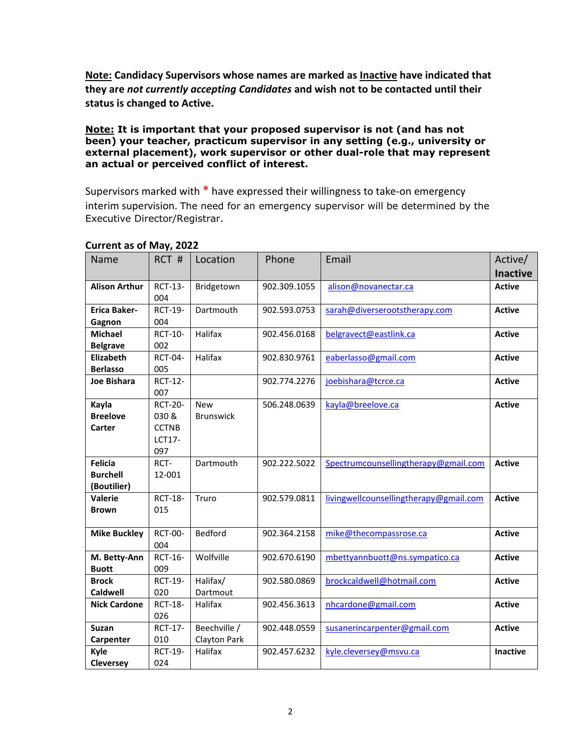**<u>Note:</u> Candidacy Supervisors whose names are marked as <u>Inactive</u> have indicated that they are *not currently accepting Candidates* and wish not to be contacted until their status is changed to Active.**

**<u>Note:</u> It is important that your proposed supervisor is not (and has not been) your teacher, practicum supervisor in any setting (e.g., university or external placement), work supervisor or other dual-role that may represent an actual or perceived conflict of interest.**

Supervisors marked with * have expressed their willingness to take-on emergency interim supervision. The need for an emergency supervisor will be determined by the Executive Director/Registrar.

**Current as of May, 2022**

| Name | RCT # | Location | Phone | Email | Active/ **Inactive** |
|---|---|---|---|---|---|
| **Alison Arthur** | RCT-13-004 | Bridgetown | 902.309.1055 | alison@novanectar.ca | **Active** |
| **Erica Baker-Gagnon** | RCT-19-004 | Dartmouth | 902.593.0753 | sarah@diverserootstherapy.com | **Active** |
| **Michael Belgrave** | RCT-10-002 | Halifax | 902.456.0168 | belgravect@eastlink.ca | **Active** |
| **Elizabeth Berlasso** | RCT-04-005 | Halifax | 902.830.9761 | eaberlasso@gmail.com | **Active** |
| **Joe Bishara** | RCT-12-007 | | 902.774.2276 | joebishara@tcrce.ca | **Active** |
| **Kayla Breelove Carter** | RCT-20-030 & CCTNB LCT17-097 | New Brunswick | 506.248.0639 | kayla@breelove.ca | **Active** |
| **Felicia Burchell (Boutilier)** | RCT-12-001 | Dartmouth | 902.222.5022 | Spectrumcounsellingtherapy@gmail.com | **Active** |
| **Valerie Brown** | RCT-18-015 | Truro | 902.579.0811 | livingwellcounsellingtherapy@gmail.com | **Active** |
| **Mike Buckley** | RCT-00-004 | Bedford | 902.364.2158 | mike@thecompassrose.ca | **Active** |
| **M. Betty-Ann Buott** | RCT-16-009 | Wolfville | 902.670.6190 | mbettyannbuott@ns.sympatico.ca | **Active** |
| **Brock Caldwell** | RCT-19-020 | Halifax/ Dartmout | 902.580.0869 | brockcaldwell@hotmail.com | **Active** |
| **Nick Cardone** | RCT-18-026 | Halifax | 902.456.3613 | nhcardone@gmail.com | **Active** |
| **Suzan Carpenter** | RCT-17-010 | Beechville / Clayton Park | 902.448.0559 | susanerincarpenter@gmail.com | **Active** |
| **Kyle Cleversey** | RCT-19-024 | Halifax | 902.457.6232 | kyle.cleversey@msvu.ca | **Inactive** |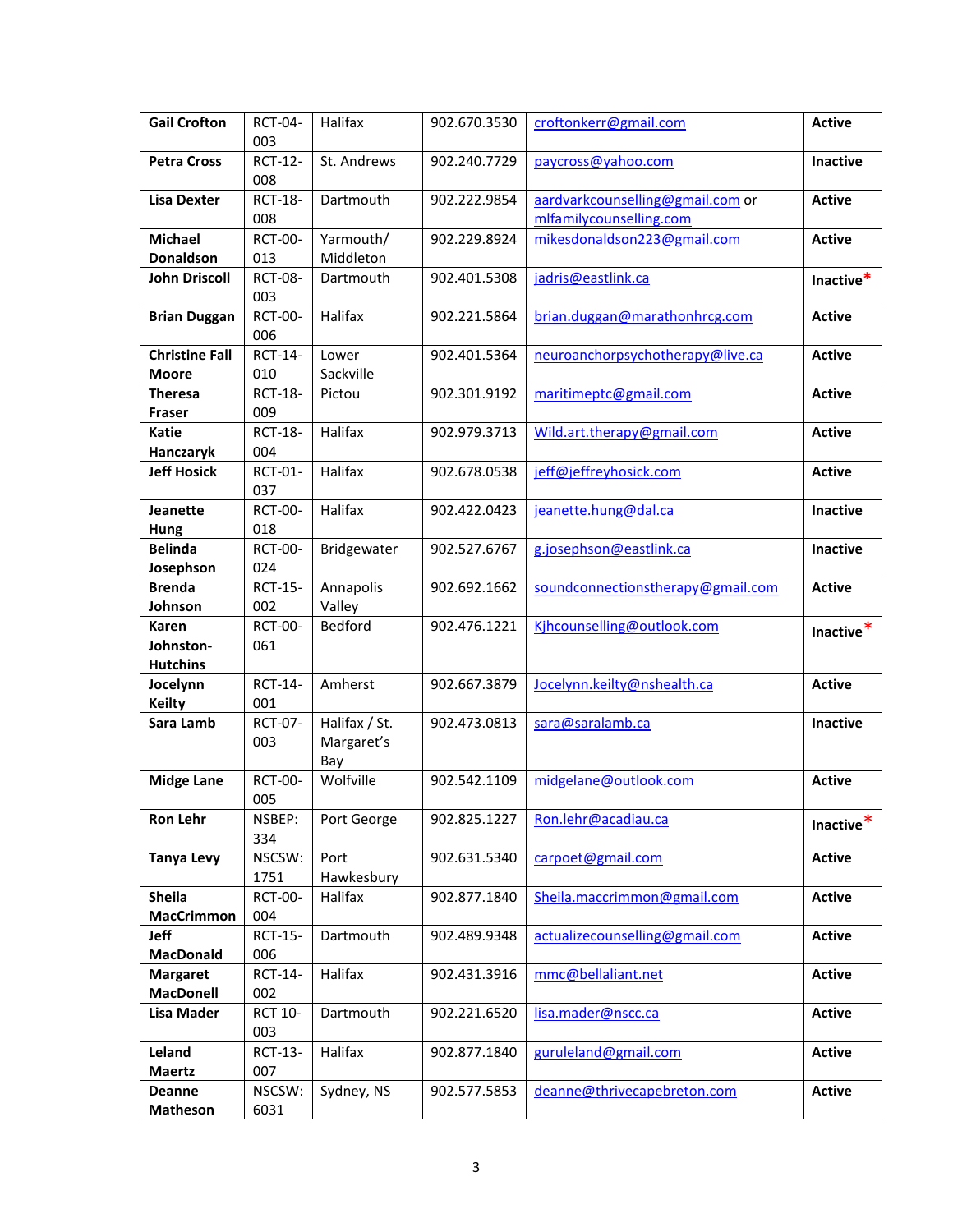| **Gail Crofton** | RCT-04-003 | Halifax | 902.670.3530 | croftonkerr@gmail.com | **Active** |
|---|---|---|---|---|---|
| **Petra Cross** | RCT-12-008 | St. Andrews | 902.240.7729 | paycross@yahoo.com | **Inactive** |
| **Lisa Dexter** | RCT-18-008 | Dartmouth | 902.222.9854 | aardvarkcounselling@gmail.com or mlfamilycounselling.com | **Active** |
| **Michael Donaldson** | RCT-00-013 | Yarmouth/ Middleton | 902.229.8924 | mikesdonaldson223@gmail.com | **Active** |
| **John Driscoll** | RCT-08-003 | Dartmouth | 902.401.5308 | jadris@eastlink.ca | **Inactive*** |
| **Brian Duggan** | RCT-00-006 | Halifax | 902.221.5864 | brian.duggan@marathonhrcg.com | **Active** |
| **Christine Fall Moore** | RCT-14-010 | Lower Sackville | 902.401.5364 | neuroanchorpsychotherapy@live.ca | **Active** |
| **Theresa Fraser** | RCT-18-009 | Pictou | 902.301.9192 | maritimeptc@gmail.com | **Active** |
| **Katie Hanczaryk** | RCT-18-004 | Halifax | 902.979.3713 | Wild.art.therapy@gmail.com | **Active** |
| **Jeff Hosick** | RCT-01-037 | Halifax | 902.678.0538 | jeff@jeffreyhosick.com | **Active** |
| **Jeanette Hung** | RCT-00-018 | Halifax | 902.422.0423 | jeanette.hung@dal.ca | **Inactive** |
| **Belinda Josephson** | RCT-00-024 | Bridgewater | 902.527.6767 | g.josephson@eastlink.ca | **Inactive** |
| **Brenda Johnson** | RCT-15-002 | Annapolis Valley | 902.692.1662 | soundconnectionstherapy@gmail.com | **Active** |
| **Karen Johnston-Hutchins** | RCT-00-061 | Bedford | 902.476.1221 | Kjhcounselling@outlook.com | **Inactive*** |
| **Jocelynn Keilty** | RCT-14-001 | Amherst | 902.667.3879 | Jocelynn.keilty@nshealth.ca | **Active** |
| **Sara Lamb** | RCT-07-003 | Halifax / St. Margaret's Bay | 902.473.0813 | sara@saralamb.ca | **Inactive** |
| **Midge Lane** | RCT-00-005 | Wolfville | 902.542.1109 | midgelane@outlook.com | **Active** |
| **Ron Lehr** | NSBEP: 334 | Port George | 902.825.1227 | Ron.lehr@acadiau.ca | **Inactive*** |
| **Tanya Levy** | NSCSW: 1751 | Port Hawkesbury | 902.631.5340 | carpoet@gmail.com | **Active** |
| **Sheila MacCrimmon** | RCT-00-004 | Halifax | 902.877.1840 | Sheila.maccrimmon@gmail.com | **Active** |
| **Jeff MacDonald** | RCT-15-006 | Dartmouth | 902.489.9348 | actualizecounselling@gmail.com | **Active** |
| **Margaret MacDonell** | RCT-14-002 | Halifax | 902.431.3916 | mmc@bellaliant.net | **Active** |
| **Lisa Mader** | RCT 10-003 | Dartmouth | 902.221.6520 | lisa.mader@nscc.ca | **Active** |
| **Leland Maertz** | RCT-13-007 | Halifax | 902.877.1840 | guruleland@gmail.com | **Active** |
| **Deanne Matheson** | NSCSW: 6031 | Sydney, NS | 902.577.5853 | deanne@thrivecapebreton.com | **Active** |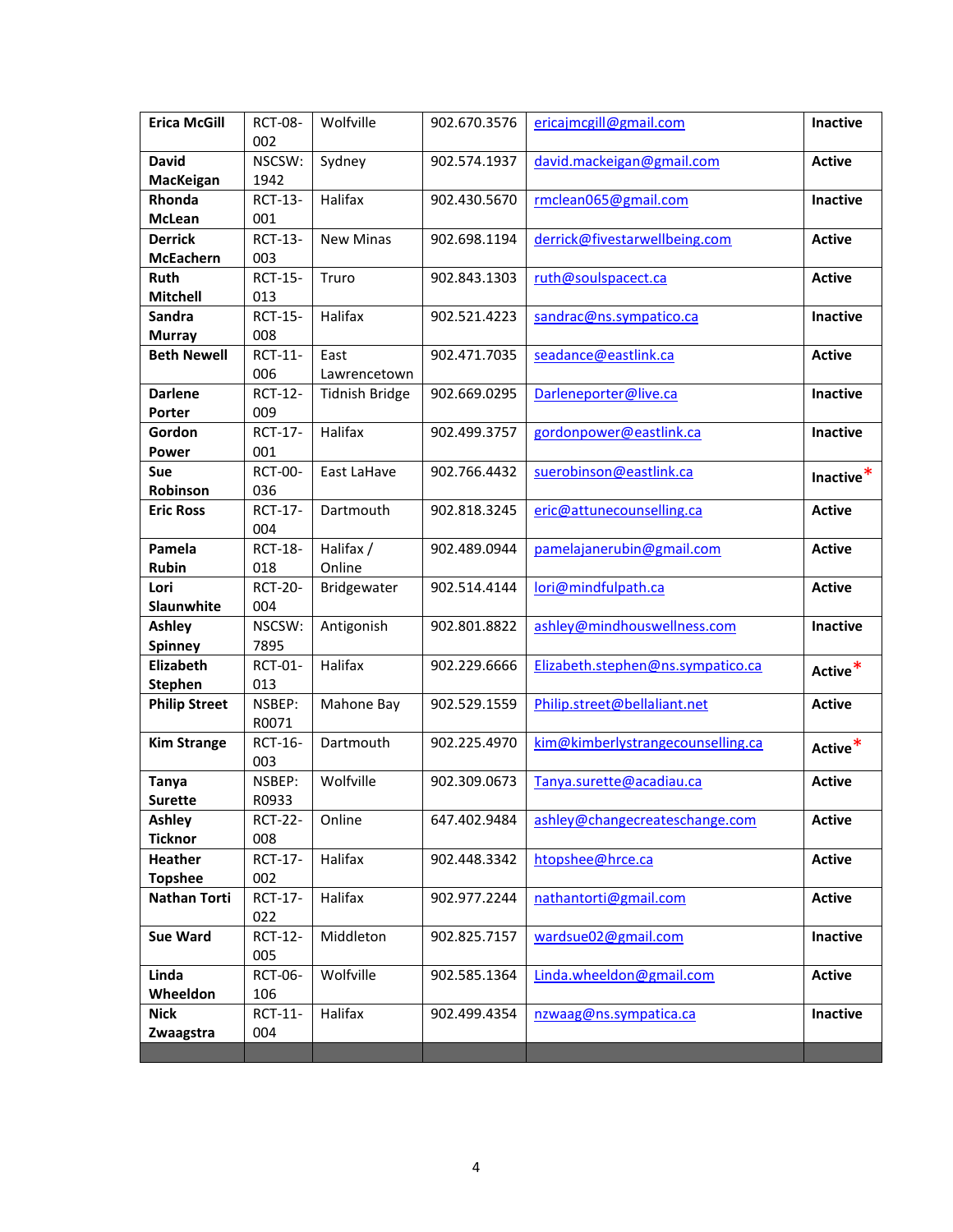| **Erica McGill** | RCT-08-002 | Wolfville | 902.670.3576 | ericajmcgill@gmail.com | **Inactive** |
|---|---|---|---|---|---|
| **David MacKeigan** | NSCSW: 1942 | Sydney | 902.574.1937 | david.mackeigan@gmail.com | **Active** |
| **Rhonda McLean** | RCT-13-001 | Halifax | 902.430.5670 | rmclean065@gmail.com | **Inactive** |
| **Derrick McEachern** | RCT-13-003 | New Minas | 902.698.1194 | derrick@fivestarwellbeing.com | **Active** |
| **Ruth Mitchell** | RCT-15-013 | Truro | 902.843.1303 | ruth@soulspacect.ca | **Active** |
| **Sandra Murray** | RCT-15-008 | Halifax | 902.521.4223 | sandrac@ns.sympatico.ca | **Inactive** |
| **Beth Newell** | RCT-11-006 | East Lawrencetown | 902.471.7035 | seadance@eastlink.ca | **Active** |
| **Darlene Porter** | RCT-12-009 | Tidnish Bridge | 902.669.0295 | Darleneporter@live.ca | **Inactive** |
| **Gordon Power** | RCT-17-001 | Halifax | 902.499.3757 | gordonpower@eastlink.ca | **Inactive** |
| **Sue Robinson** | RCT-00-036 | East LaHave | 902.766.4432 | suerobinson@eastlink.ca | **Inactive*** |
| **Eric Ross** | RCT-17-004 | Dartmouth | 902.818.3245 | eric@attunecounselling.ca | **Active** |
| **Pamela Rubin** | RCT-18-018 | Halifax / Online | 902.489.0944 | pamelajanerubin@gmail.com | **Active** |
| **Lori Slaunwhite** | RCT-20-004 | Bridgewater | 902.514.4144 | lori@mindfulpath.ca | **Active** |
| **Ashley Spinney** | NSCSW: 7895 | Antigonish | 902.801.8822 | ashley@mindhouswellness.com | **Inactive** |
| **Elizabeth Stephen** | RCT-01-013 | Halifax | 902.229.6666 | Elizabeth.stephen@ns.sympatico.ca | **Active*** |
| **Philip Street** | NSBEP: R0071 | Mahone Bay | 902.529.1559 | Philip.street@bellaliant.net | **Active** |
| **Kim Strange** | RCT-16-003 | Dartmouth | 902.225.4970 | kim@kimberlystrangecounselling.ca | **Active*** |
| **Tanya Surette** | NSBEP: R0933 | Wolfville | 902.309.0673 | Tanya.surette@acadiau.ca | **Active** |
| **Ashley Ticknor** | RCT-22-008 | Online | 647.402.9484 | ashley@changecreateschange.com | **Active** |
| **Heather Topshee** | RCT-17-002 | Halifax | 902.448.3342 | htopshee@hrce.ca | **Active** |
| **Nathan Torti** | RCT-17-022 | Halifax | 902.977.2244 | nathantorti@gmail.com | **Active** |
| **Sue Ward** | RCT-12-005 | Middleton | 902.825.7157 | wardsue02@gmail.com | **Inactive** |
| **Linda Wheeldon** | RCT-06-106 | Wolfville | 902.585.1364 | Linda.wheeldon@gmail.com | **Active** |
| **Nick Zwaagstra** | RCT-11-004 | Halifax | 902.499.4354 | nzwaag@ns.sympatica.ca | **Inactive** |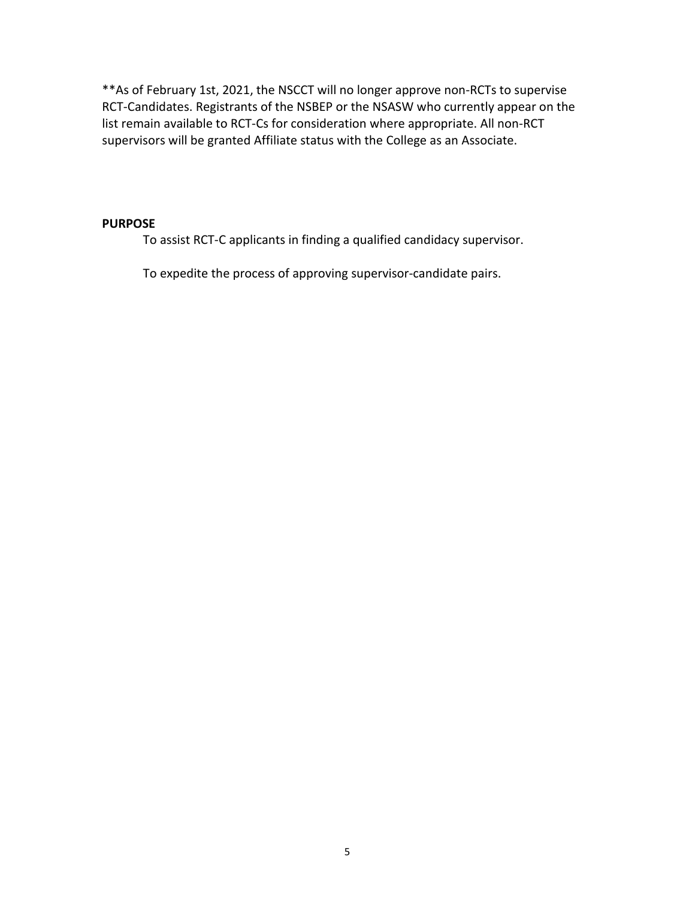**As of February 1st, 2021, the NSCCT will no longer approve non-RCTs to supervise RCT-Candidates. Registrants of the NSBEP or the NSASW who currently appear on the list remain available to RCT-Cs for consideration where appropriate. All non-RCT supervisors will be granted Affiliate status with the College as an Associate.

**PURPOSE**

To assist RCT-C applicants in finding a qualified candidacy supervisor.

To expedite the process of approving supervisor-candidate pairs.